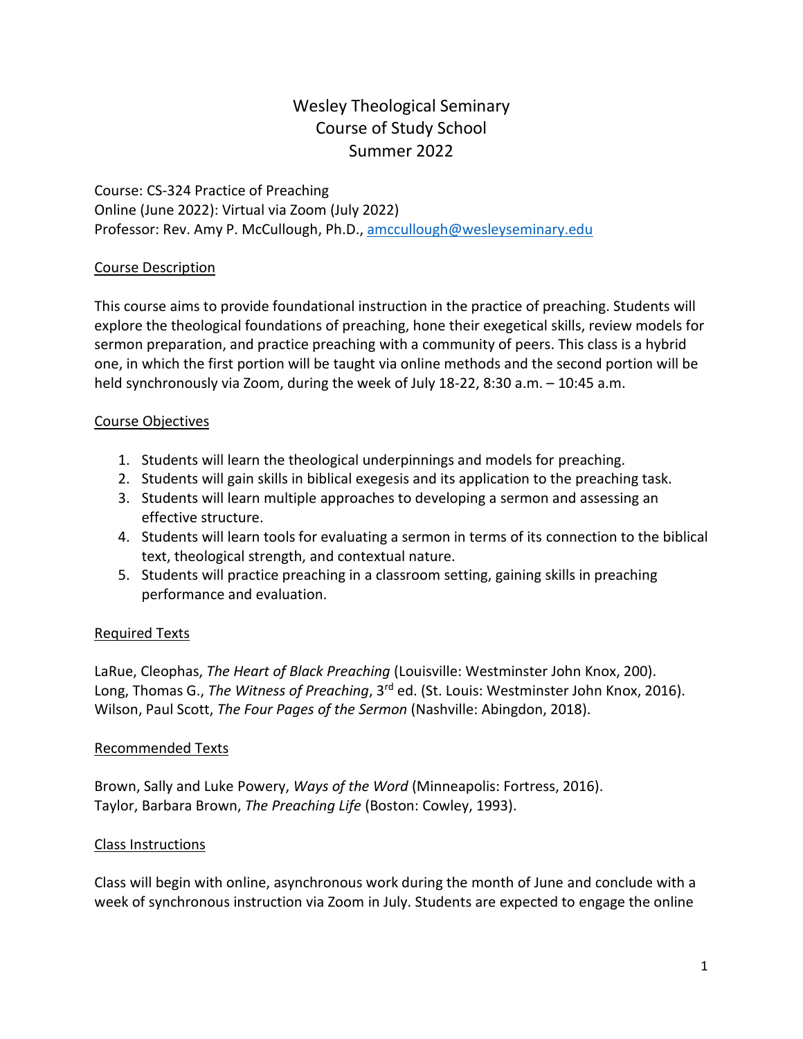# Wesley Theological Seminary
# Course of Study School
# Summer 2022

Course: CS-324 Practice of Preaching
Online (June 2022): Virtual via Zoom (July 2022)
Professor: Rev. Amy P. McCullough, Ph.D., amccullough@wesleyseminary.edu

## Course Description

This course aims to provide foundational instruction in the practice of preaching. Students will explore the theological foundations of preaching, hone their exegetical skills, review models for sermon preparation, and practice preaching with a community of peers. This class is a hybrid one, in which the first portion will be taught via online methods and the second portion will be held synchronously via Zoom, during the week of July 18-22, 8:30 a.m. – 10:45 a.m.

## Course Objectives

1. Students will learn the theological underpinnings and models for preaching.
2. Students will gain skills in biblical exegesis and its application to the preaching task.
3. Students will learn multiple approaches to developing a sermon and assessing an effective structure.
4. Students will learn tools for evaluating a sermon in terms of its connection to the biblical text, theological strength, and contextual nature.
5. Students will practice preaching in a classroom setting, gaining skills in preaching performance and evaluation.

## Required Texts

LaRue, Cleophas, *The Heart of Black Preaching* (Louisville: Westminster John Knox, 200).
Long, Thomas G., *The Witness of Preaching*, 3rd ed. (St. Louis: Westminster John Knox, 2016).
Wilson, Paul Scott, *The Four Pages of the Sermon* (Nashville: Abingdon, 2018).

## Recommended Texts

Brown, Sally and Luke Powery, *Ways of the Word* (Minneapolis: Fortress, 2016).
Taylor, Barbara Brown, *The Preaching Life* (Boston: Cowley, 1993).

## Class Instructions

Class will begin with online, asynchronous work during the month of June and conclude with a week of synchronous instruction via Zoom in July. Students are expected to engage the online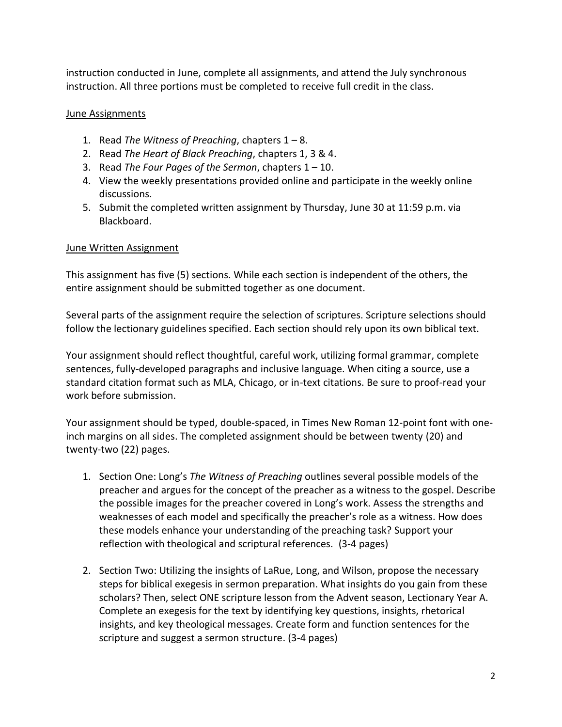instruction conducted in June, complete all assignments, and attend the July synchronous instruction. All three portions must be completed to receive full credit in the class.

<u>June Assignments</u>

1. Read *The Witness of Preaching*, chapters 1 – 8.
2. Read *The Heart of Black Preaching*, chapters 1, 3 & 4.
3. Read *The Four Pages of the Sermon*, chapters 1 – 10.
4. View the weekly presentations provided online and participate in the weekly online discussions.
5. Submit the completed written assignment by Thursday, June 30 at 11:59 p.m. via Blackboard.

<u>June Written Assignment</u>

This assignment has five (5) sections. While each section is independent of the others, the entire assignment should be submitted together as one document.

Several parts of the assignment require the selection of scriptures. Scripture selections should follow the lectionary guidelines specified. Each section should rely upon its own biblical text.

Your assignment should reflect thoughtful, careful work, utilizing formal grammar, complete sentences, fully-developed paragraphs and inclusive language. When citing a source, use a standard citation format such as MLA, Chicago, or in-text citations. Be sure to proof-read your work before submission.

Your assignment should be typed, double-spaced, in Times New Roman 12-point font with one-inch margins on all sides. The completed assignment should be between twenty (20) and twenty-two (22) pages.

1. Section One: Long's *The Witness of Preaching* outlines several possible models of the preacher and argues for the concept of the preacher as a witness to the gospel. Describe the possible images for the preacher covered in Long's work. Assess the strengths and weaknesses of each model and specifically the preacher's role as a witness. How does these models enhance your understanding of the preaching task? Support your reflection with theological and scriptural references. (3-4 pages)
2. Section Two: Utilizing the insights of LaRue, Long, and Wilson, propose the necessary steps for biblical exegesis in sermon preparation. What insights do you gain from these scholars? Then, select ONE scripture lesson from the Advent season, Lectionary Year A. Complete an exegesis for the text by identifying key questions, insights, rhetorical insights, and key theological messages. Create form and function sentences for the scripture and suggest a sermon structure. (3-4 pages)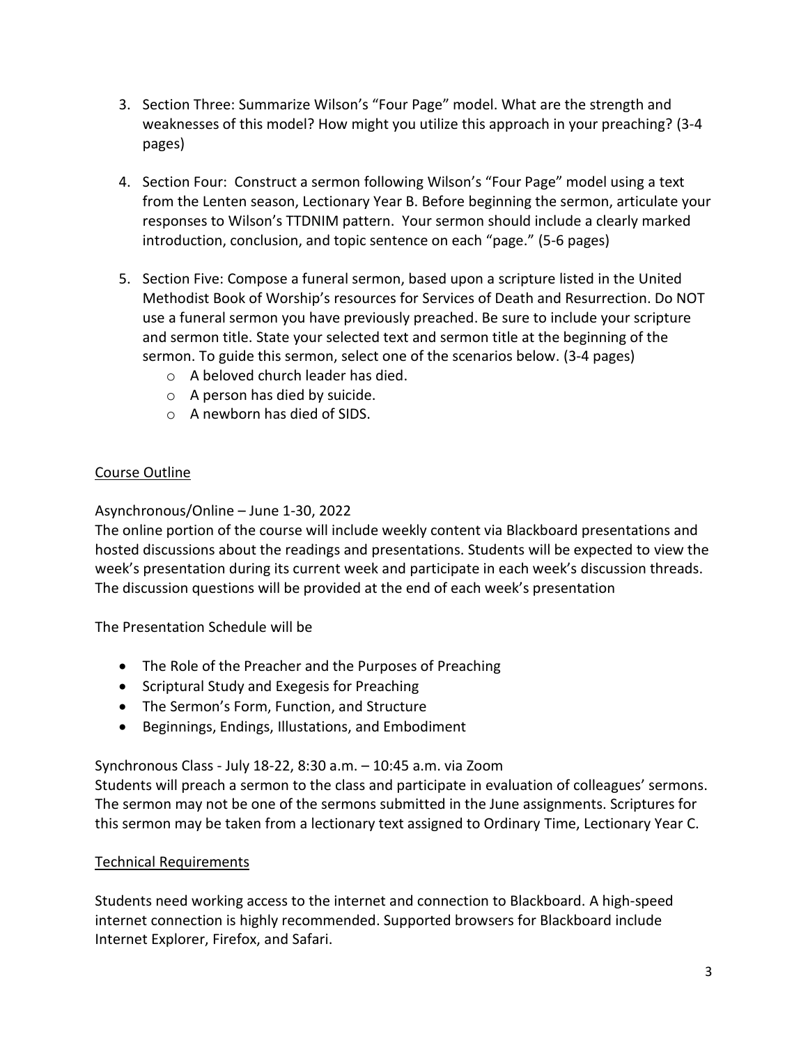3. Section Three: Summarize Wilson's "Four Page" model. What are the strength and weaknesses of this model? How might you utilize this approach in your preaching? (3-4 pages)

4. Section Four: Construct a sermon following Wilson's "Four Page" model using a text from the Lenten season, Lectionary Year B. Before beginning the sermon, articulate your responses to Wilson's TTDNIM pattern. Your sermon should include a clearly marked introduction, conclusion, and topic sentence on each "page." (5-6 pages)

5. Section Five: Compose a funeral sermon, based upon a scripture listed in the United Methodist Book of Worship's resources for Services of Death and Resurrection. Do NOT use a funeral sermon you have previously preached. Be sure to include your scripture and sermon title. State your selected text and sermon title at the beginning of the sermon. To guide this sermon, select one of the scenarios below. (3-4 pages)
   - A beloved church leader has died.
   - A person has died by suicide.
   - A newborn has died of SIDS.

<u>Course Outline</u>

Asynchronous/Online – June 1-30, 2022
The online portion of the course will include weekly content via Blackboard presentations and hosted discussions about the readings and presentations. Students will be expected to view the week's presentation during its current week and participate in each week's discussion threads. The discussion questions will be provided at the end of each week's presentation

The Presentation Schedule will be

- The Role of the Preacher and the Purposes of Preaching
- Scriptural Study and Exegesis for Preaching
- The Sermon's Form, Function, and Structure
- Beginnings, Endings, Illustations, and Embodiment

Synchronous Class - July 18-22, 8:30 a.m. – 10:45 a.m. via Zoom
Students will preach a sermon to the class and participate in evaluation of colleagues' sermons. The sermon may not be one of the sermons submitted in the June assignments. Scriptures for this sermon may be taken from a lectionary text assigned to Ordinary Time, Lectionary Year C.

<u>Technical Requirements</u>

Students need working access to the internet and connection to Blackboard. A high-speed internet connection is highly recommended. Supported browsers for Blackboard include Internet Explorer, Firefox, and Safari.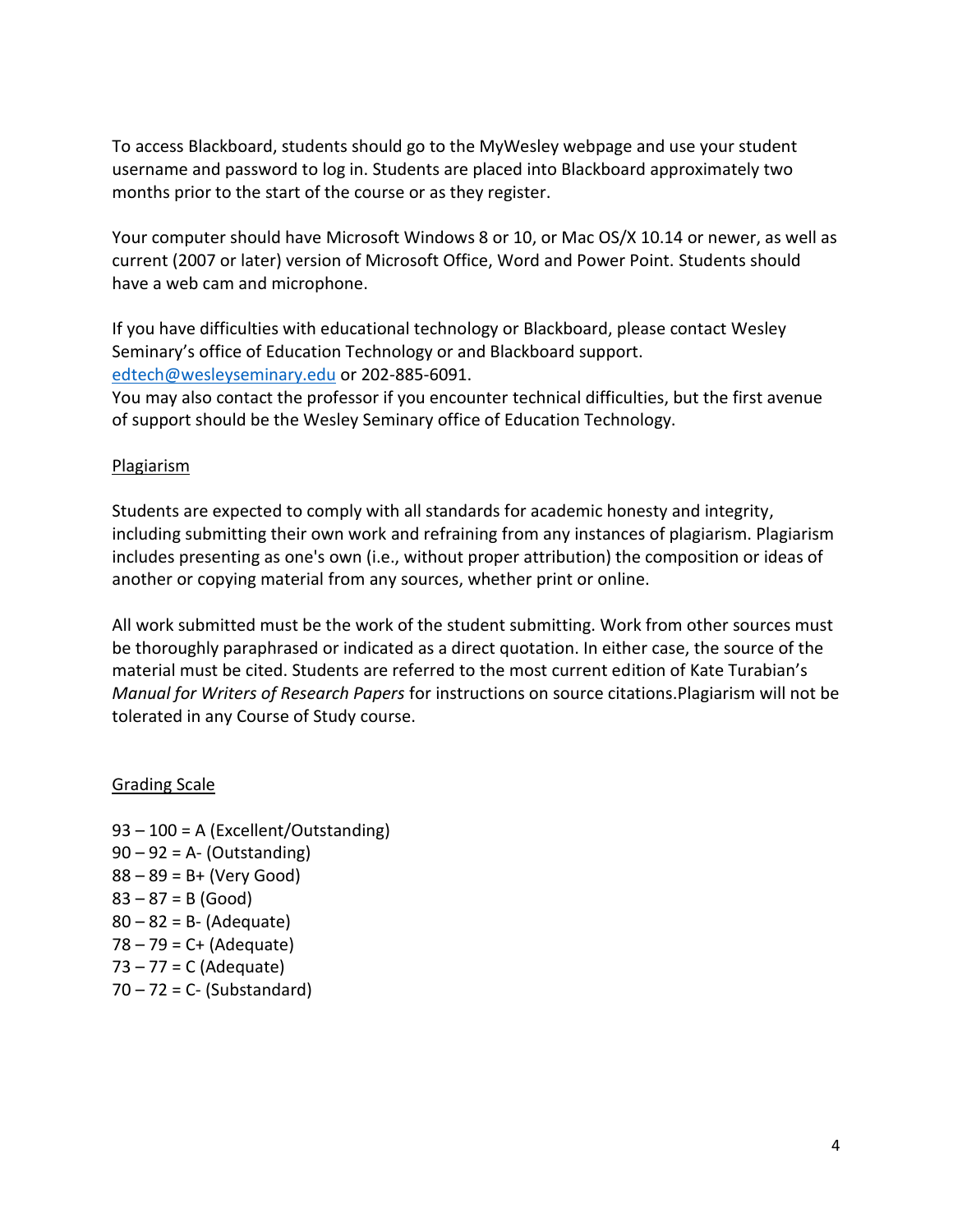To access Blackboard, students should go to the MyWesley webpage and use your student username and password to log in. Students are placed into Blackboard approximately two months prior to the start of the course or as they register.

Your computer should have Microsoft Windows 8 or 10, or Mac OS/X 10.14 or newer, as well as current (2007 or later) version of Microsoft Office, Word and Power Point. Students should have a web cam and microphone.

If you have difficulties with educational technology or Blackboard, please contact Wesley Seminary's office of Education Technology or and Blackboard support. edtech@wesleyseminary.edu or 202-885-6091.
You may also contact the professor if you encounter technical difficulties, but the first avenue of support should be the Wesley Seminary office of Education Technology.

## Plagiarism

Students are expected to comply with all standards for academic honesty and integrity, including submitting their own work and refraining from any instances of plagiarism. Plagiarism includes presenting as one's own (i.e., without proper attribution) the composition or ideas of another or copying material from any sources, whether print or online.

All work submitted must be the work of the student submitting. Work from other sources must be thoroughly paraphrased or indicated as a direct quotation. In either case, the source of the material must be cited. Students are referred to the most current edition of Kate Turabian's *Manual for Writers of Research Papers* for instructions on source citations.Plagiarism will not be tolerated in any Course of Study course.

## Grading Scale

93 – 100 = A (Excellent/Outstanding)
90 – 92 = A- (Outstanding)
88 – 89 = B+ (Very Good)
83 – 87 = B (Good)
80 – 82 = B- (Adequate)
78 – 79 = C+ (Adequate)
73 – 77 = C (Adequate)
70 – 72 = C- (Substandard)